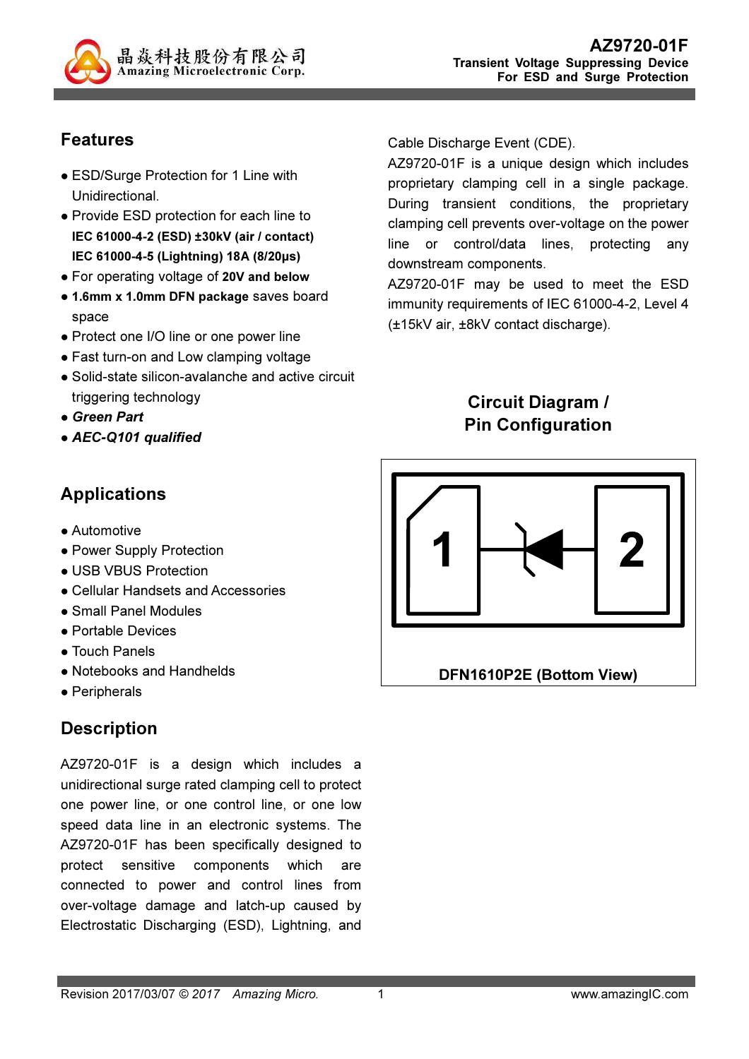# AZ9720-01F

**Transient Voltage Suppressing Device For ESD and Surge Protection**

## Features

- ESD/Surge Protection for 1 Line with Unidirectional.
- Provide ESD protection for each line to
  **IEC 61000-4-2 (ESD) ±30kV (air / contact)**
  **IEC 61000-4-5 (Lightning) 18A (8/20μs)**
- For operating voltage of **20V and below**
- **1.6mm x 1.0mm DFN package** saves board space
- Protect one I/O line or one power line
- Fast turn-on and Low clamping voltage
- Solid-state silicon-avalanche and active circuit triggering technology
- ***Green Part***
- ***AEC-Q101 qualified***

## Applications

- Automotive
- Power Supply Protection
- USB VBUS Protection
- Cellular Handsets and Accessories
- Small Panel Modules
- Portable Devices
- Touch Panels
- Notebooks and Handhelds
- Peripherals

## Description

AZ9720-01F is a design which includes a unidirectional surge rated clamping cell to protect one power line, or one control line, or one low speed data line in an electronic systems. The AZ9720-01F has been specifically designed to protect sensitive components which are connected to power and control lines from over-voltage damage and latch-up caused by Electrostatic Discharging (ESD), Lightning, and Cable Discharge Event (CDE).

AZ9720-01F is a unique design which includes proprietary clamping cell in a single package. During transient conditions, the proprietary clamping cell prevents over-voltage on the power line or control/data lines, protecting any downstream components.

AZ9720-01F may be used to meet the ESD immunity requirements of IEC 61000-4-2, Level 4 (±15kV air, ±8kV contact discharge).

## Circuit Diagram / Pin Configuration

1 2

**DFN1610P2E (Bottom View)**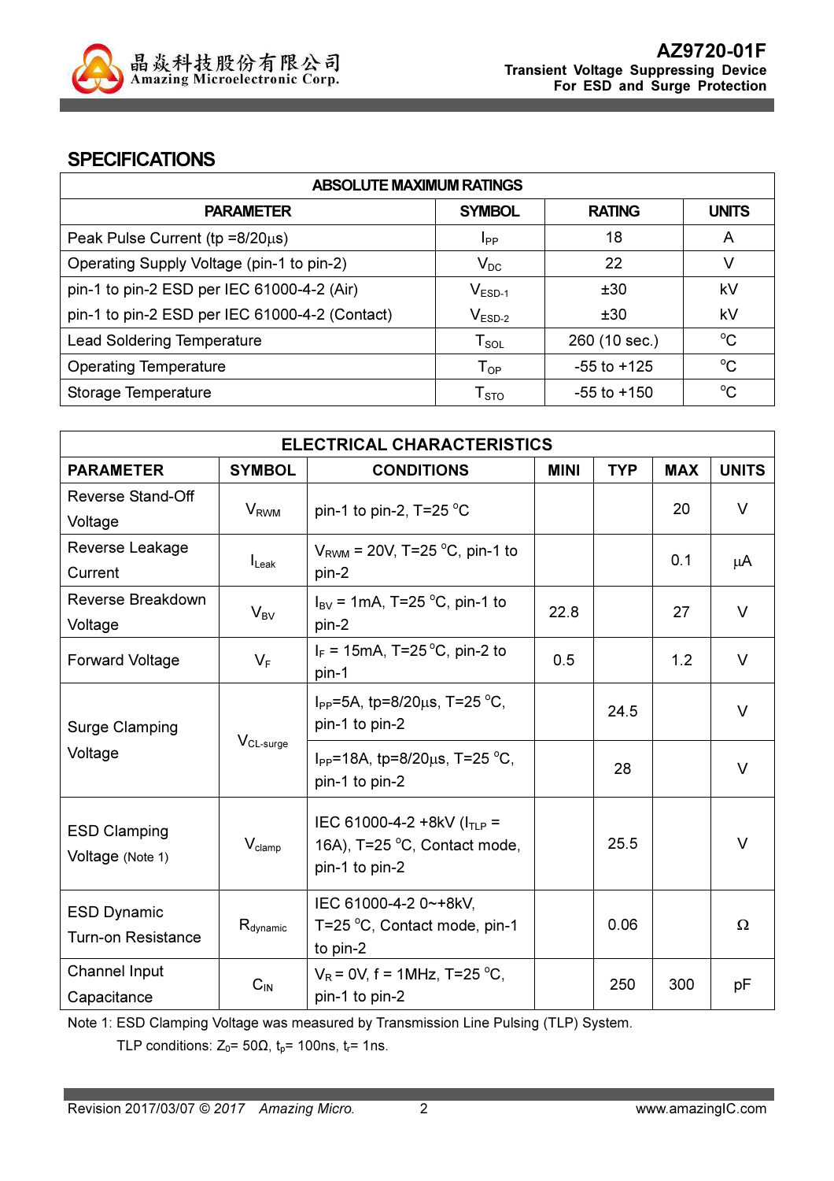## SPECIFICATIONS

| ABSOLUTE MAXIMUM RATINGS | | | |
|---|---|---|---|
| **PARAMETER** | **SYMBOL** | **RATING** | **UNITS** |
| Peak Pulse Current (tp =8/20µs) | $I_{PP}$ | 18 | A |
| Operating Supply Voltage (pin-1 to pin-2) | $V_{DC}$ | 22 | V |
| pin-1 to pin-2 ESD per IEC 61000-4-2 (Air) | $V_{ESD-1}$ | ±30 | kV |
| pin-1 to pin-2 ESD per IEC 61000-4-2 (Contact) | $V_{ESD-2}$ | ±30 | kV |
| Lead Soldering Temperature | $T_{SOL}$ | 260 (10 sec.) | °C |
| Operating Temperature | $T_{OP}$ | -55 to +125 | °C |
| Storage Temperature | $T_{STO}$ | -55 to +150 | °C |

| ELECTRICAL CHARACTERISTICS | | | | | | |
|---|---|---|---|---|---|---|
| **PARAMETER** | **SYMBOL** | **CONDITIONS** | **MINI** | **TYP** | **MAX** | **UNITS** |
| Reverse Stand-Off Voltage | $V_{RWM}$ | pin-1 to pin-2, T=25 °C | | | 20 | V |
| Reverse Leakage Current | $I_{Leak}$ | $V_{RWM}$ = 20V, T=25 °C, pin-1 to pin-2 | | | 0.1 | µA |
| Reverse Breakdown Voltage | $V_{BV}$ | $I_{BV}$ = 1mA, T=25 °C, pin-1 to pin-2 | 22.8 | | 27 | V |
| Forward Voltage | $V_F$ | $I_F$ = 15mA, T=25 °C, pin-2 to pin-1 | 0.5 | | 1.2 | V |
| Surge Clamping Voltage | $V_{CL-surge}$ | $I_{PP}$=5A, tp=8/20µs, T=25 °C, pin-1 to pin-2 | | 24.5 | | V |
| | | $I_{PP}$=18A, tp=8/20µs, T=25 °C, pin-1 to pin-2 | | 28 | | V |
| ESD Clamping Voltage (Note 1) | $V_{clamp}$ | IEC 61000-4-2 +8kV ($I_{TLP}$ = 16A), T=25 °C, Contact mode, pin-1 to pin-2 | | 25.5 | | V |
| ESD Dynamic Turn-on Resistance | $R_{dynamic}$ | IEC 61000-4-2 0~+8kV, T=25 °C, Contact mode, pin-1 to pin-2 | | 0.06 | | Ω |
| Channel Input Capacitance | $C_{IN}$ | $V_R$ = 0V, f = 1MHz, T=25 °C, pin-1 to pin-2 | | 250 | 300 | pF |

Note 1: ESD Clamping Voltage was measured by Transmission Line Pulsing (TLP) System.
TLP conditions: $Z_0$= 50Ω, $t_p$= 100ns, $t_r$= 1ns.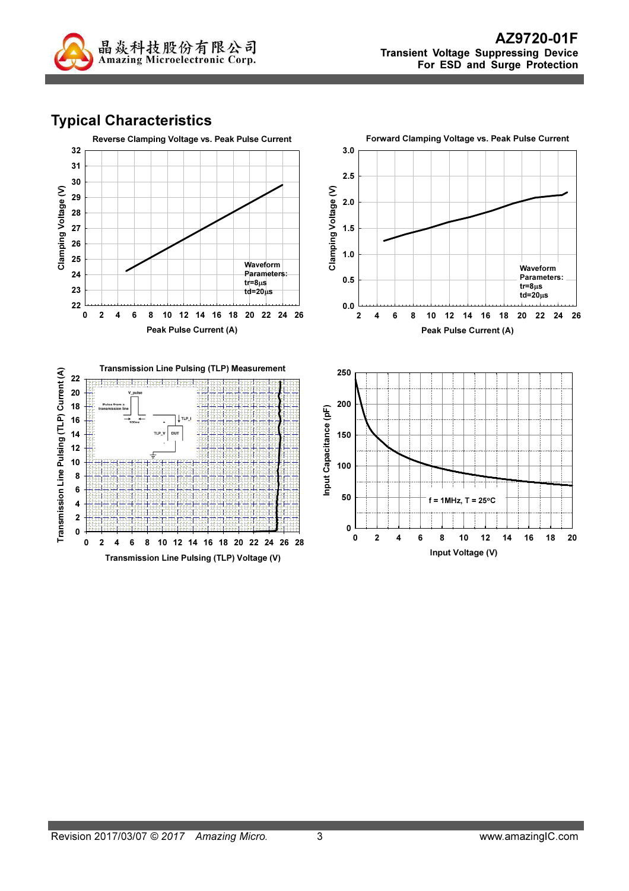## Typical Characteristics

**Reverse Clamping Voltage vs. Peak Pulse Current**

Clamping Voltage (V)

Waveform Parameters:
tr=8µs
td=20µs

Peak Pulse Current (A)

**Forward Clamping Voltage vs. Peak Pulse Current**

Clamping Voltage (V)

Waveform Parameters:
tr=8µs
td=20µs

Peak Pulse Current (A)

**Transmission Line Pulsing (TLP) Measurement**

Transmission Line Pulsing (TLP) Current (A)

Transmission Line Pulsing (TLP) Voltage (V)

**Input Capacitance (pF)**

f = 1MHz, T = 25°C

Input Voltage (V)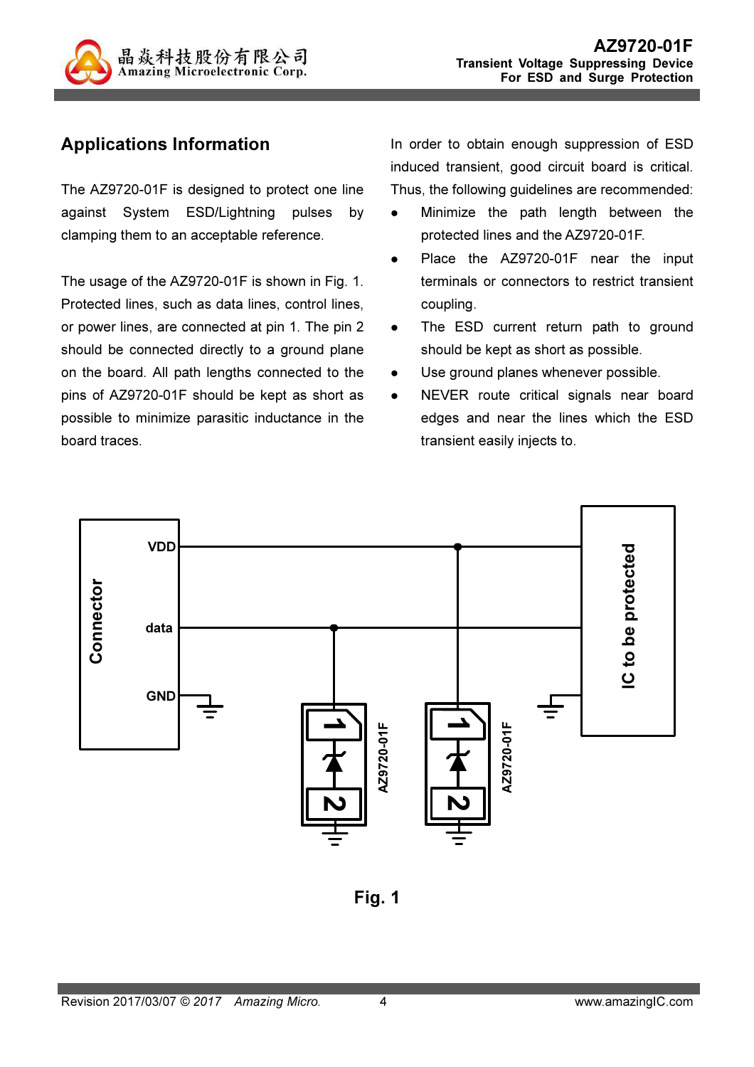## Applications Information

The AZ9720-01F is designed to protect one line against System ESD/Lightning pulses by clamping them to an acceptable reference.

The usage of the AZ9720-01F is shown in Fig. 1. Protected lines, such as data lines, control lines, or power lines, are connected at pin 1. The pin 2 should be connected directly to a ground plane on the board. All path lengths connected to the pins of AZ9720-01F should be kept as short as possible to minimize parasitic inductance in the board traces.

In order to obtain enough suppression of ESD induced transient, good circuit board is critical. Thus, the following guidelines are recommended:

- Minimize the path length between the protected lines and the AZ9720-01F.
- Place the AZ9720-01F near the input terminals or connectors to restrict transient coupling.
- The ESD current return path to ground should be kept as short as possible.
- Use ground planes whenever possible.
- NEVER route critical signals near board edges and near the lines which the ESD transient easily injects to.

Fig. 1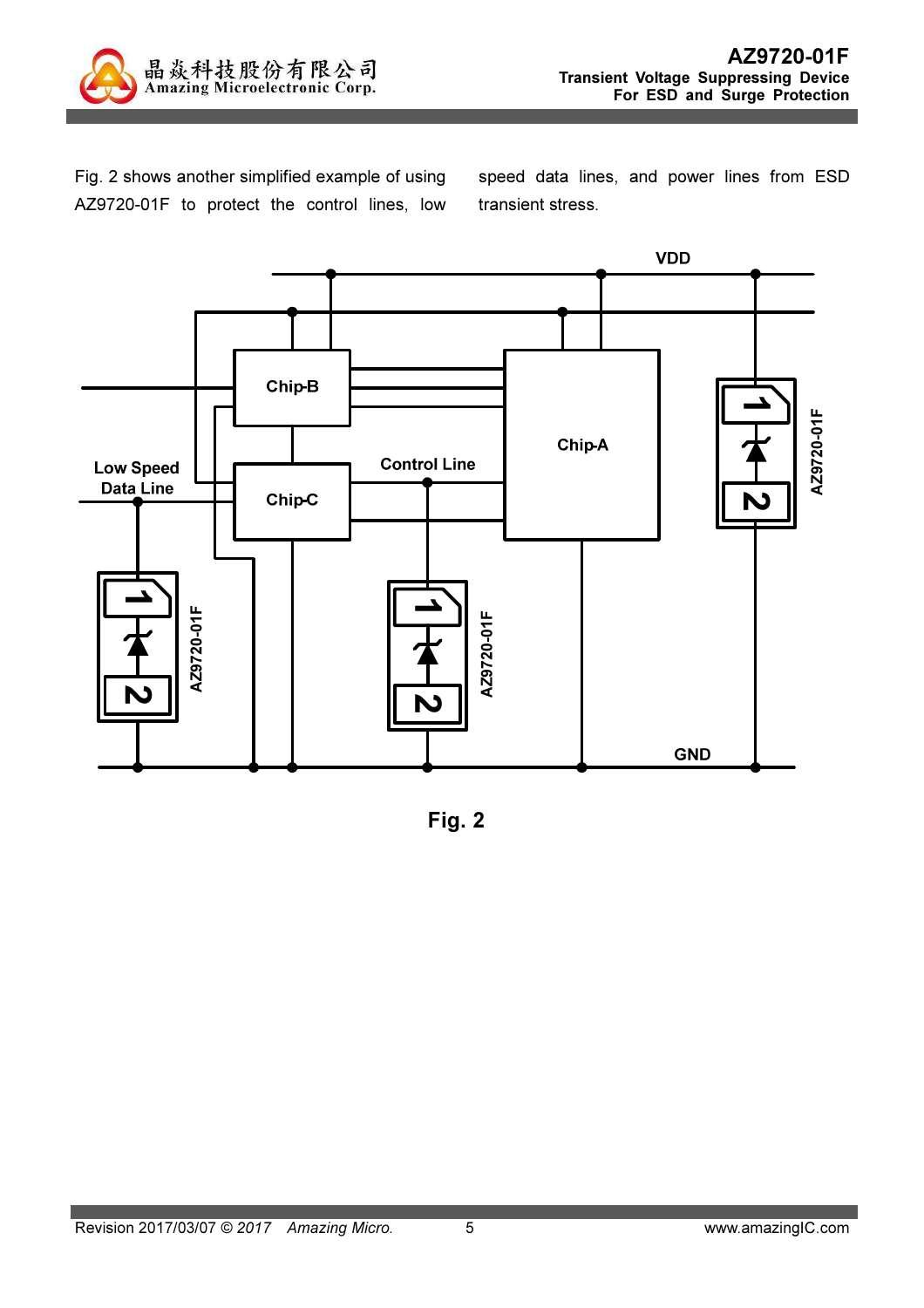Fig. 2 shows another simplified example of using AZ9720-01F to protect the control lines, low speed data lines, and power lines from ESD transient stress.

Fig. 2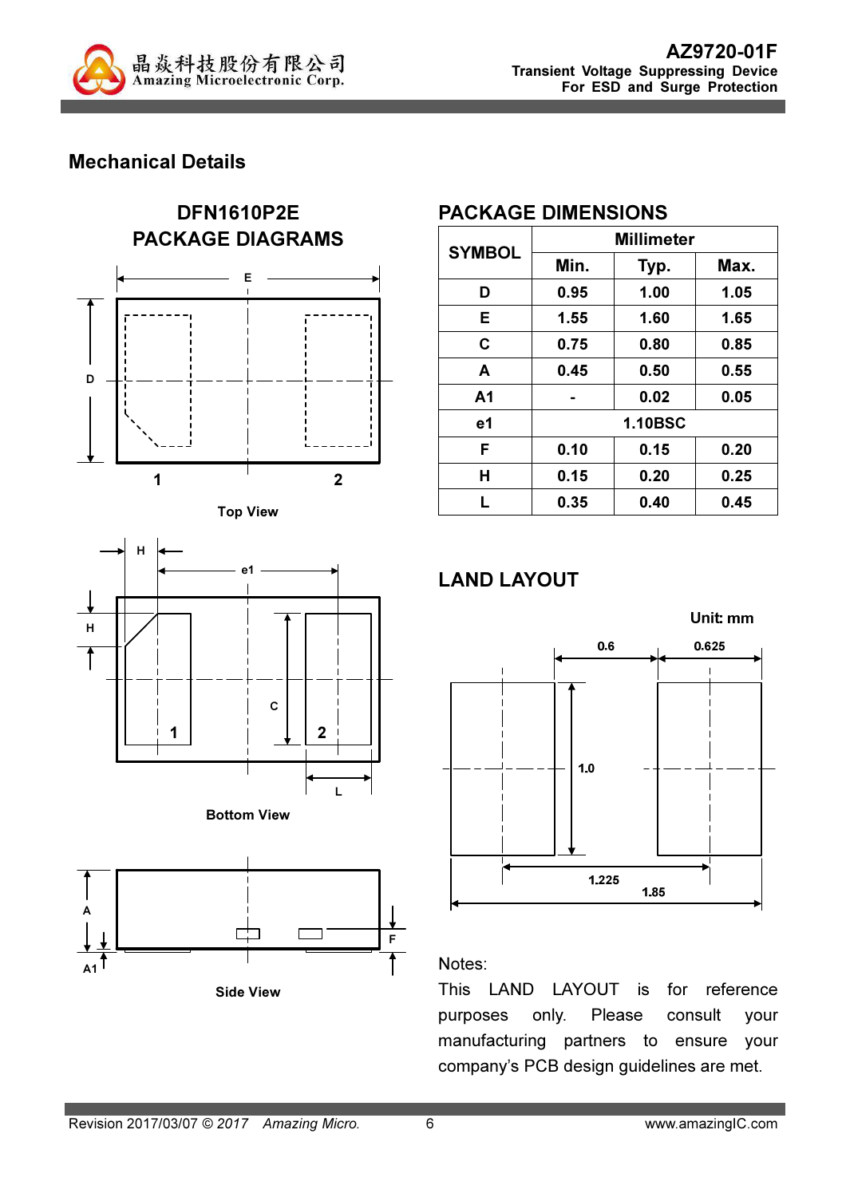## Mechanical Details

### DFN1610P2E PACKAGE DIAGRAMS

Top View

Bottom View

Side View

### PACKAGE DIMENSIONS

| SYMBOL | Millimeter | | |
|---|---|---|---|
| | Min. | Typ. | Max. |
| D | 0.95 | 1.00 | 1.05 |
| E | 1.55 | 1.60 | 1.65 |
| C | 0.75 | 0.80 | 0.85 |
| A | 0.45 | 0.50 | 0.55 |
| A1 | - | 0.02 | 0.05 |
| e1 | 1.10BSC | | |
| F | 0.10 | 0.15 | 0.20 |
| H | 0.15 | 0.20 | 0.25 |
| L | 0.35 | 0.40 | 0.45 |

### LAND LAYOUT

Unit: mm

Notes:

This LAND LAYOUT is for reference purposes only. Please consult your manufacturing partners to ensure your company's PCB design guidelines are met.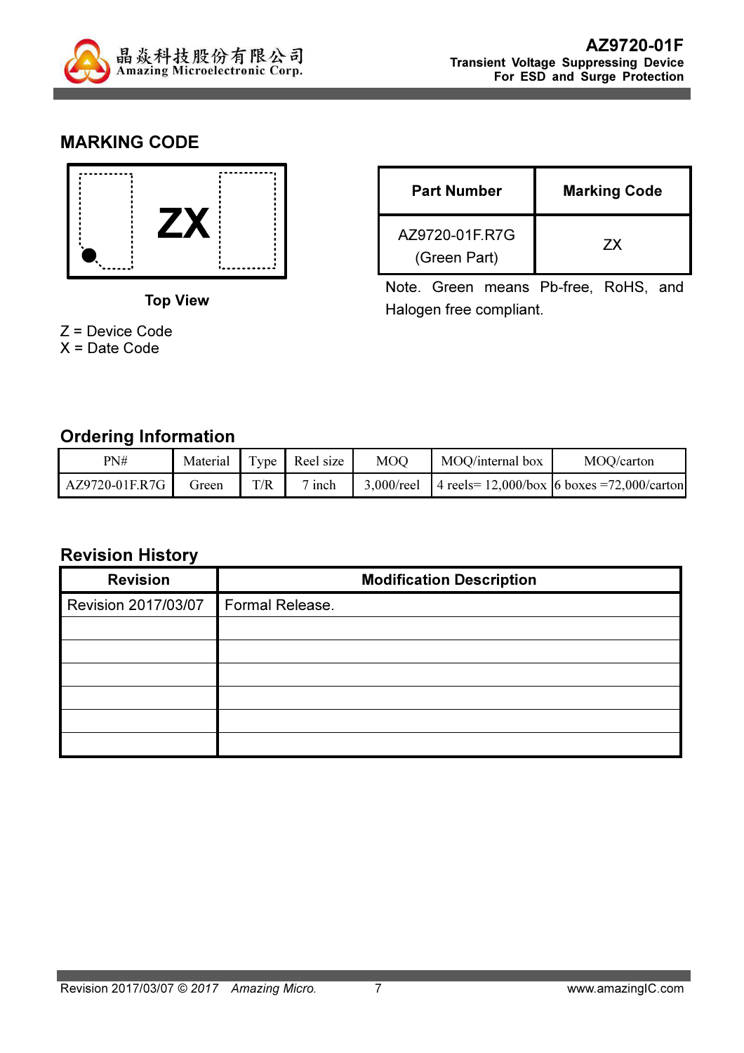## MARKING CODE

ZX

**Top View**

Z = Device Code
X = Date Code

| Part Number | Marking Code |
|---|---|
| AZ9720-01F.R7G (Green Part) | ZX |

Note. Green means Pb-free, RoHS, and Halogen free compliant.

## Ordering Information

| PN# | Material | Type | Reel size | MOQ | MOQ/internal box | MOQ/carton |
|---|---|---|---|---|---|---|
| AZ9720-01F.R7G | Green | T/R | 7 inch | 3,000/reel | 4 reels= 12,000/box | 6 boxes =72,000/carton |

## Revision History

| Revision | Modification Description |
|---|---|
| Revision 2017/03/07 | Formal Release. |
| | |
| | |
| | |
| | |
| | |
| | |